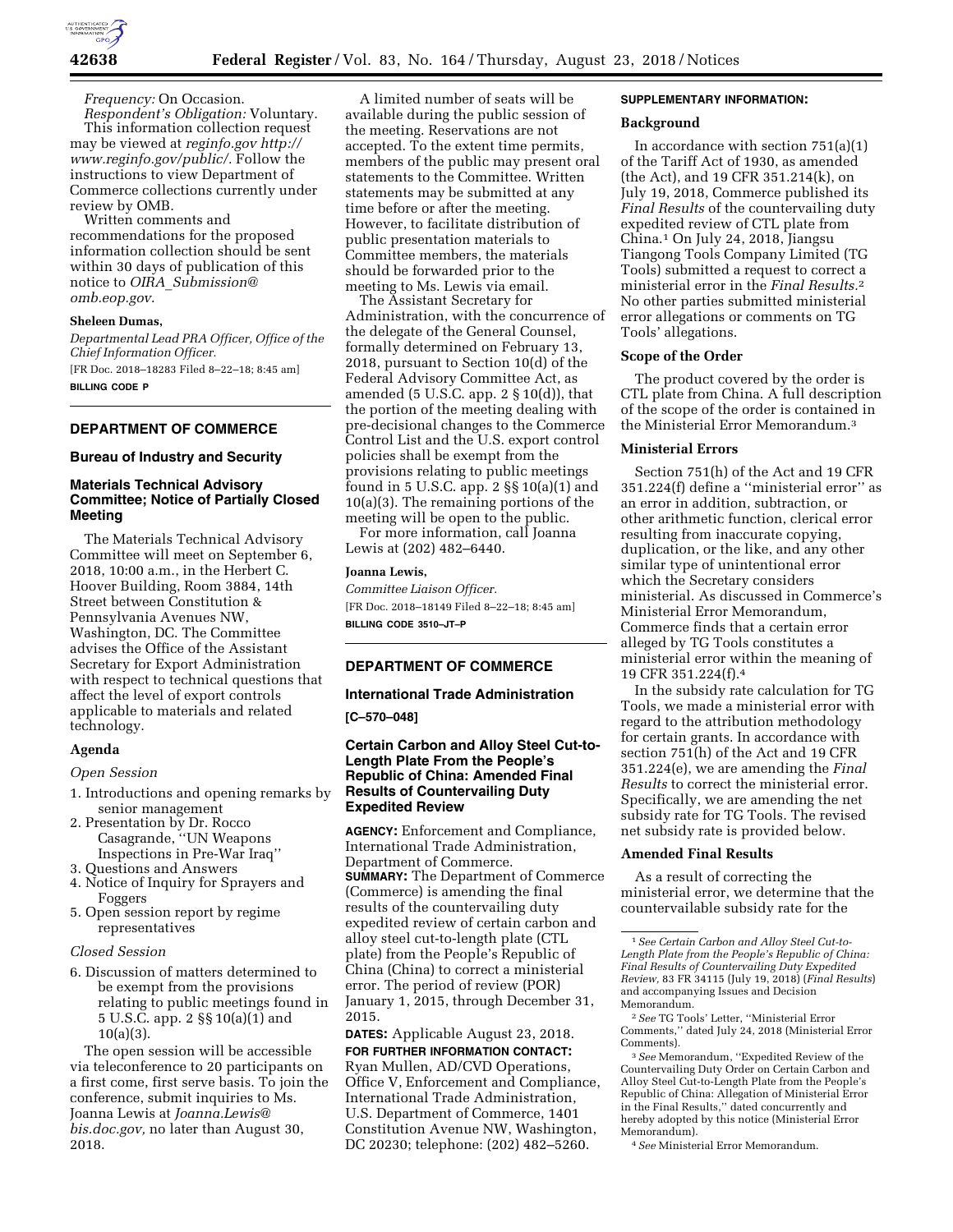*Frequency:* On Occasion.

*Respondent's Obligation:* Voluntary.

This information collection request may be viewed at *reginfo.gov http://www.reginfo.gov/public/*. Follow the instructions to view Department of Commerce collections currently under review by OMB.

Written comments and recommendations for the proposed information collection should be sent within 30 days of publication of this notice to *OIRA_Submission@omb.eop.gov*.

**Sheleen Dumas,**

*Departmental Lead PRA Officer, Office of the Chief Information Officer.*

[FR Doc. 2018–18283 Filed 8–22–18; 8:45 am]

**BILLING CODE P**

## DEPARTMENT OF COMMERCE

### Bureau of Industry and Security

### Materials Technical Advisory Committee; Notice of Partially Closed Meeting

The Materials Technical Advisory Committee will meet on September 6, 2018, 10:00 a.m., in the Herbert C. Hoover Building, Room 3884, 14th Street between Constitution & Pennsylvania Avenues NW, Washington, DC. The Committee advises the Office of the Assistant Secretary for Export Administration with respect to technical questions that affect the level of export controls applicable to materials and related technology.

#### Agenda

*Open Session*

1. Introductions and opening remarks by senior management
2. Presentation by Dr. Rocco Casagrande, ''UN Weapons Inspections in Pre-War Iraq''
3. Questions and Answers
4. Notice of Inquiry for Sprayers and Foggers
5. Open session report by regime representatives

*Closed Session*

6. Discussion of matters determined to be exempt from the provisions relating to public meetings found in 5 U.S.C. app. 2 §§ 10(a)(1) and 10(a)(3).

The open session will be accessible via teleconference to 20 participants on a first come, first serve basis. To join the conference, submit inquiries to Ms. Joanna Lewis at *Joanna.Lewis@bis.doc.gov,* no later than August 30, 2018.

A limited number of seats will be available during the public session of the meeting. Reservations are not accepted. To the extent time permits, members of the public may present oral statements to the Committee. Written statements may be submitted at any time before or after the meeting. However, to facilitate distribution of public presentation materials to Committee members, the materials should be forwarded prior to the meeting to Ms. Lewis via email.

The Assistant Secretary for Administration, with the concurrence of the delegate of the General Counsel, formally determined on February 13, 2018, pursuant to Section 10(d) of the Federal Advisory Committee Act, as amended (5 U.S.C. app. 2 § 10(d)), that the portion of the meeting dealing with pre-decisional changes to the Commerce Control List and the U.S. export control policies shall be exempt from the provisions relating to public meetings found in 5 U.S.C. app. 2 §§ 10(a)(1) and 10(a)(3). The remaining portions of the meeting will be open to the public.

For more information, call Joanna Lewis at (202) 482–6440.

**Joanna Lewis,**

*Committee Liaison Officer.*

[FR Doc. 2018–18149 Filed 8–22–18; 8:45 am]

**BILLING CODE 3510–JT–P**

## DEPARTMENT OF COMMERCE

### International Trade Administration

**[C–570–048]**

### Certain Carbon and Alloy Steel Cut-to-Length Plate From the People's Republic of China: Amended Final Results of Countervailing Duty Expedited Review

**AGENCY:** Enforcement and Compliance, International Trade Administration, Department of Commerce.

**SUMMARY:** The Department of Commerce (Commerce) is amending the final results of the countervailing duty expedited review of certain carbon and alloy steel cut-to-length plate (CTL plate) from the People's Republic of China (China) to correct a ministerial error. The period of review (POR) January 1, 2015, through December 31, 2015.

**DATES:** Applicable August 23, 2018.

**FOR FURTHER INFORMATION CONTACT:** Ryan Mullen, AD/CVD Operations, Office V, Enforcement and Compliance, International Trade Administration, U.S. Department of Commerce, 1401 Constitution Avenue NW, Washington, DC 20230; telephone: (202) 482–5260.

**SUPPLEMENTARY INFORMATION:**

#### Background

In accordance with section 751(a)(1) of the Tariff Act of 1930, as amended (the Act), and 19 CFR 351.214(k), on July 19, 2018, Commerce published its *Final Results* of the countervailing duty expedited review of CTL plate from China.[1] On July 24, 2018, Jiangsu Tiangong Tools Company Limited (TG Tools) submitted a request to correct a ministerial error in the *Final Results*.[2] No other parties submitted ministerial error allegations or comments on TG Tools' allegations.

#### Scope of the Order

The product covered by the order is CTL plate from China. A full description of the scope of the order is contained in the Ministerial Error Memorandum.[3]

#### Ministerial Errors

Section 751(h) of the Act and 19 CFR 351.224(f) define a ''ministerial error'' as an error in addition, subtraction, or other arithmetic function, clerical error resulting from inaccurate copying, duplication, or the like, and any other similar type of unintentional error which the Secretary considers ministerial. As discussed in Commerce's Ministerial Error Memorandum, Commerce finds that a certain error alleged by TG Tools constitutes a ministerial error within the meaning of 19 CFR 351.224(f).[4]

In the subsidy rate calculation for TG Tools, we made a ministerial error with regard to the attribution methodology for certain grants. In accordance with section 751(h) of the Act and 19 CFR 351.224(e), we are amending the *Final Results* to correct the ministerial error. Specifically, we are amending the net subsidy rate for TG Tools. The revised net subsidy rate is provided below.

#### Amended Final Results

As a result of correcting the ministerial error, we determine that the countervailable subsidy rate for the

---

[1] *See Certain Carbon and Alloy Steel Cut-to-Length Plate from the People's Republic of China: Final Results of Countervailing Duty Expedited Review,* 83 FR 34115 (July 19, 2018) (*Final Results*) and accompanying Issues and Decision Memorandum.

[2] *See* TG Tools' Letter, ''Ministerial Error Comments,'' dated July 24, 2018 (Ministerial Error Comments).

[3] *See* Memorandum, ''Expedited Review of the Countervailing Duty Order on Certain Carbon and Alloy Steel Cut-to-Length Plate from the People's Republic of China: Allegation of Ministerial Error in the Final Results,'' dated concurrently and hereby adopted by this notice (Ministerial Error Memorandum).

[4] *See* Ministerial Error Memorandum.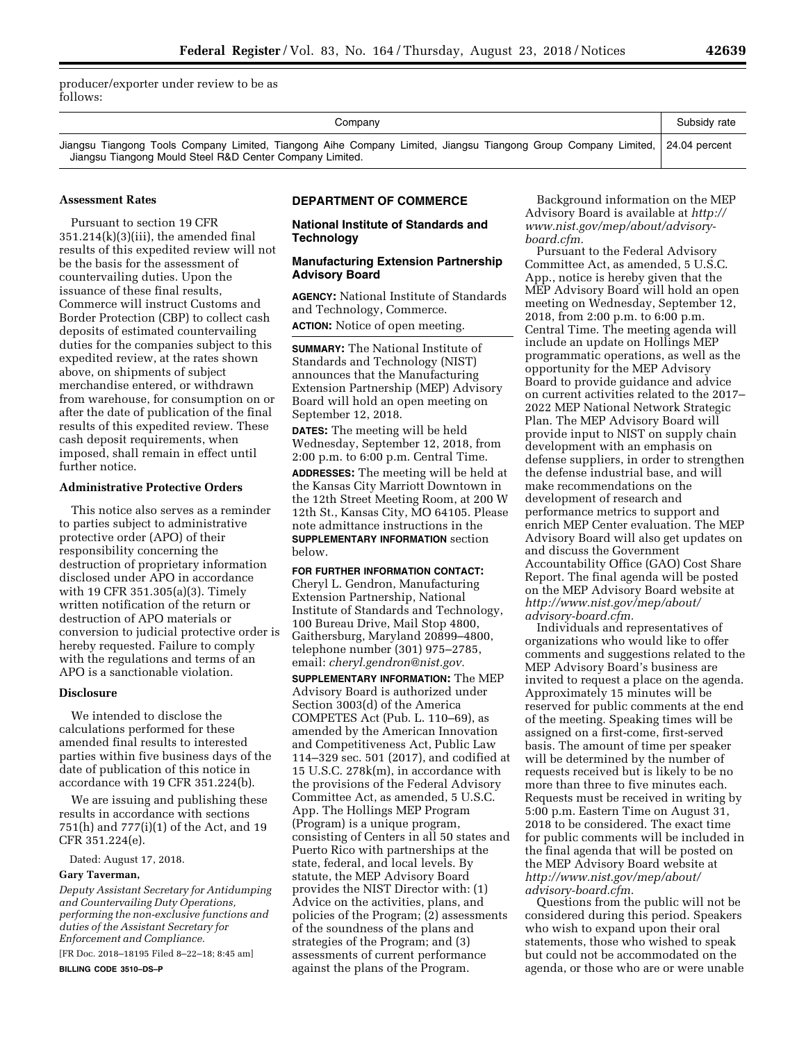producer/exporter under review to be as follows:

| Company | Subsidy rate |
| --- | --- |
| Jiangsu Tiangong Tools Company Limited, Tiangong Aihe Company Limited, Jiangsu Tiangong Group Company Limited, Jiangsu Tiangong Mould Steel R&D Center Company Limited. | 24.04 percent |

## Assessment Rates

Pursuant to section 19 CFR 351.214(k)(3)(iii), the amended final results of this expedited review will not be the basis for the assessment of countervailing duties. Upon the issuance of these final results, Commerce will instruct Customs and Border Protection (CBP) to collect cash deposits of estimated countervailing duties for the companies subject to this expedited review, at the rates shown above, on shipments of subject merchandise entered, or withdrawn from warehouse, for consumption on or after the date of publication of the final results of this expedited review. These cash deposit requirements, when imposed, shall remain in effect until further notice.

## Administrative Protective Orders

This notice also serves as a reminder to parties subject to administrative protective order (APO) of their responsibility concerning the destruction of proprietary information disclosed under APO in accordance with 19 CFR 351.305(a)(3). Timely written notification of the return or destruction of APO materials or conversion to judicial protective order is hereby requested. Failure to comply with the regulations and terms of an APO is a sanctionable violation.

## Disclosure

We intended to disclose the calculations performed for these amended final results to interested parties within five business days of the date of publication of this notice in accordance with 19 CFR 351.224(b).

We are issuing and publishing these results in accordance with sections 751(h) and 777(i)(1) of the Act, and 19 CFR 351.224(e).

Dated: August 17, 2018.

**Gary Taverman,**

*Deputy Assistant Secretary for Antidumping and Countervailing Duty Operations, performing the non-exclusive functions and duties of the Assistant Secretary for Enforcement and Compliance.*

[FR Doc. 2018–18195 Filed 8–22–18; 8:45 am]

**BILLING CODE 3510–DS–P**

# DEPARTMENT OF COMMERCE

## National Institute of Standards and Technology

## Manufacturing Extension Partnership Advisory Board

**AGENCY:** National Institute of Standards and Technology, Commerce.

**ACTION:** Notice of open meeting.

**SUMMARY:** The National Institute of Standards and Technology (NIST) announces that the Manufacturing Extension Partnership (MEP) Advisory Board will hold an open meeting on September 12, 2018.

**DATES:** The meeting will be held Wednesday, September 12, 2018, from 2:00 p.m. to 6:00 p.m. Central Time.

**ADDRESSES:** The meeting will be held at the Kansas City Marriott Downtown in the 12th Street Meeting Room, at 200 W 12th St., Kansas City, MO 64105. Please note admittance instructions in the **SUPPLEMENTARY INFORMATION** section below.

**FOR FURTHER INFORMATION CONTACT:** Cheryl L. Gendron, Manufacturing Extension Partnership, National Institute of Standards and Technology, 100 Bureau Drive, Mail Stop 4800, Gaithersburg, Maryland 20899–4800, telephone number (301) 975–2785, email: *cheryl.gendron@nist.gov*.

**SUPPLEMENTARY INFORMATION:** The MEP Advisory Board is authorized under Section 3003(d) of the America COMPETES Act (Pub. L. 110–69), as amended by the American Innovation and Competitiveness Act, Public Law 114–329 sec. 501 (2017), and codified at 15 U.S.C. 278k(m), in accordance with the provisions of the Federal Advisory Committee Act, as amended, 5 U.S.C. App. The Hollings MEP Program (Program) is a unique program, consisting of Centers in all 50 states and Puerto Rico with partnerships at the state, federal, and local levels. By statute, the MEP Advisory Board provides the NIST Director with: (1) Advice on the activities, plans, and policies of the Program; (2) assessments of the soundness of the plans and strategies of the Program; and (3) assessments of current performance against the plans of the Program.

Background information on the MEP Advisory Board is available at *http://www.nist.gov/mep/about/advisory-board.cfm*.

Pursuant to the Federal Advisory Committee Act, as amended, 5 U.S.C. App., notice is hereby given that the MEP Advisory Board will hold an open meeting on Wednesday, September 12, 2018, from 2:00 p.m. to 6:00 p.m. Central Time. The meeting agenda will include an update on Hollings MEP programmatic operations, as well as the opportunity for the MEP Advisory Board to provide guidance and advice on current activities related to the 2017–2022 MEP National Network Strategic Plan. The MEP Advisory Board will provide input to NIST on supply chain development with an emphasis on defense suppliers, in order to strengthen the defense industrial base, and will make recommendations on the development of research and performance metrics to support and enrich MEP Center evaluation. The MEP Advisory Board will also get updates on and discuss the Government Accountability Office (GAO) Cost Share Report. The final agenda will be posted on the MEP Advisory Board website at *http://www.nist.gov/mep/about/advisory-board.cfm*.

Individuals and representatives of organizations who would like to offer comments and suggestions related to the MEP Advisory Board's business are invited to request a place on the agenda. Approximately 15 minutes will be reserved for public comments at the end of the meeting. Speaking times will be assigned on a first-come, first-served basis. The amount of time per speaker will be determined by the number of requests received but is likely to be no more than three to five minutes each. Requests must be received in writing by 5:00 p.m. Eastern Time on August 31, 2018 to be considered. The exact time for public comments will be included in the final agenda that will be posted on the MEP Advisory Board website at *http://www.nist.gov/mep/about/advisory-board.cfm*.

Questions from the public will not be considered during this period. Speakers who wish to expand upon their oral statements, those who wished to speak but could not be accommodated on the agenda, or those who are or were unable